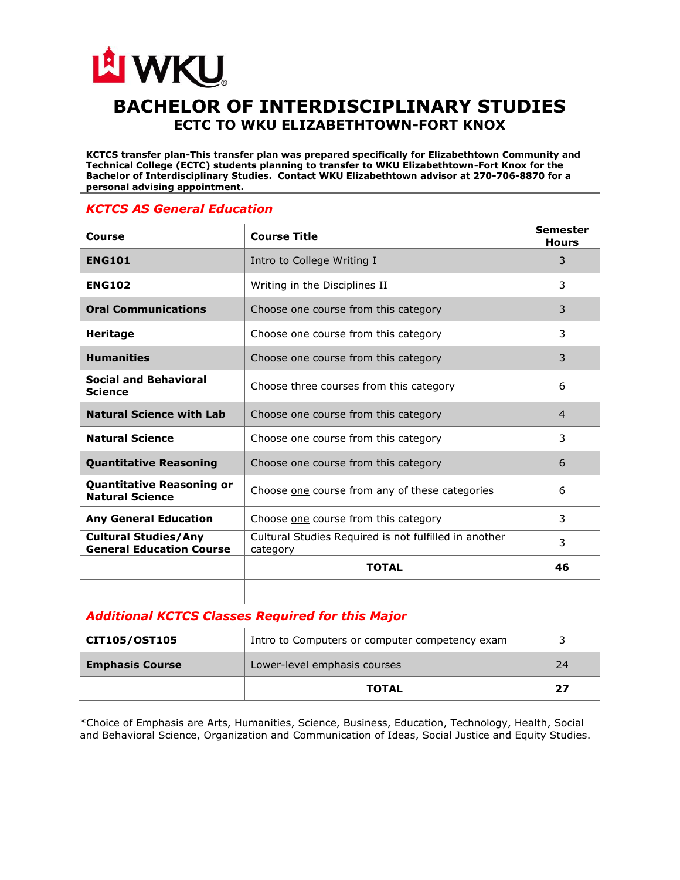# BACHELOR OF INTERDISCIPLINARY STUDIES

## ECTC TO WKU ELIZABETHTOWN-FORT KNOX

**KCTCS transfer plan-This transfer plan was prepared specifically for Elizabethtown Community and Technical College (ECTC) students planning to transfer to WKU Elizabethtown-Fort Knox for the Bachelor of Interdisciplinary Studies. Contact WKU Elizabethtown advisor at 270-706-8870 for a personal advising appointment.**

### *KCTCS AS General Education*

| Course | Course Title | Semester Hours |
|---|---|---|
| **ENG101** | Intro to College Writing I | 3 |
| **ENG102** | Writing in the Disciplines II | 3 |
| **Oral Communications** | Choose one course from this category | 3 |
| **Heritage** | Choose one course from this category | 3 |
| **Humanities** | Choose one course from this category | 3 |
| **Social and Behavioral Science** | Choose three courses from this category | 6 |
| **Natural Science with Lab** | Choose one course from this category | 4 |
| **Natural Science** | Choose one course from this category | 3 |
| **Quantitative Reasoning** | Choose one course from this category | 6 |
| **Quantitative Reasoning or Natural Science** | Choose one course from any of these categories | 6 |
| **Any General Education** | Choose one course from this category | 3 |
| **Cultural Studies/Any General Education Course** | Cultural Studies Required is not fulfilled in another category | 3 |
| | **TOTAL** | **46** |

### *Additional KCTCS Classes Required for this Major*

| Course | Course Title | Semester Hours |
|---|---|---|
| **CIT105/OST105** | Intro to Computers or computer competency exam | 3 |
| **Emphasis Course** | Lower-level emphasis courses | 24 |
| | **TOTAL** | **27** |

*Choice of Emphasis are Arts, Humanities, Science, Business, Education, Technology, Health, Social and Behavioral Science, Organization and Communication of Ideas, Social Justice and Equity Studies.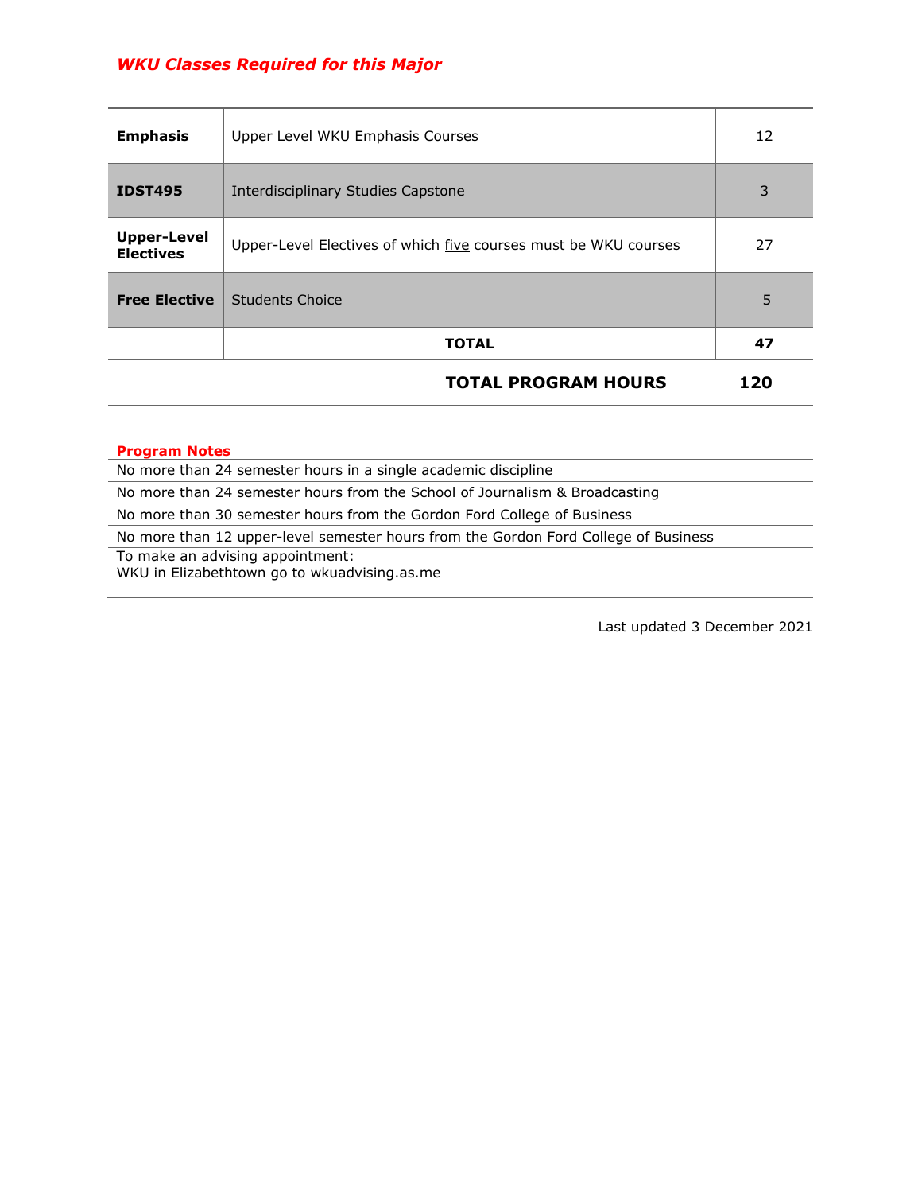***WKU Classes Required for this Major***

| | | |
|---|---|---|
| **Emphasis** | Upper Level WKU Emphasis Courses | 12 |
| **IDST495** | Interdisciplinary Studies Capstone | 3 |
| **Upper-Level Electives** | Upper-Level Electives of which five courses must be WKU courses | 27 |
| **Free Elective** | Students Choice | 5 |
| | **TOTAL** | **47** |
| | **TOTAL PROGRAM HOURS** | **120** |

**Program Notes**

- No more than 24 semester hours in a single academic discipline
- No more than 24 semester hours from the School of Journalism & Broadcasting
- No more than 30 semester hours from the Gordon Ford College of Business
- No more than 12 upper-level semester hours from the Gordon Ford College of Business
- To make an advising appointment:
  WKU in Elizabethtown go to wkuadvising.as.me

Last updated 3 December 2021